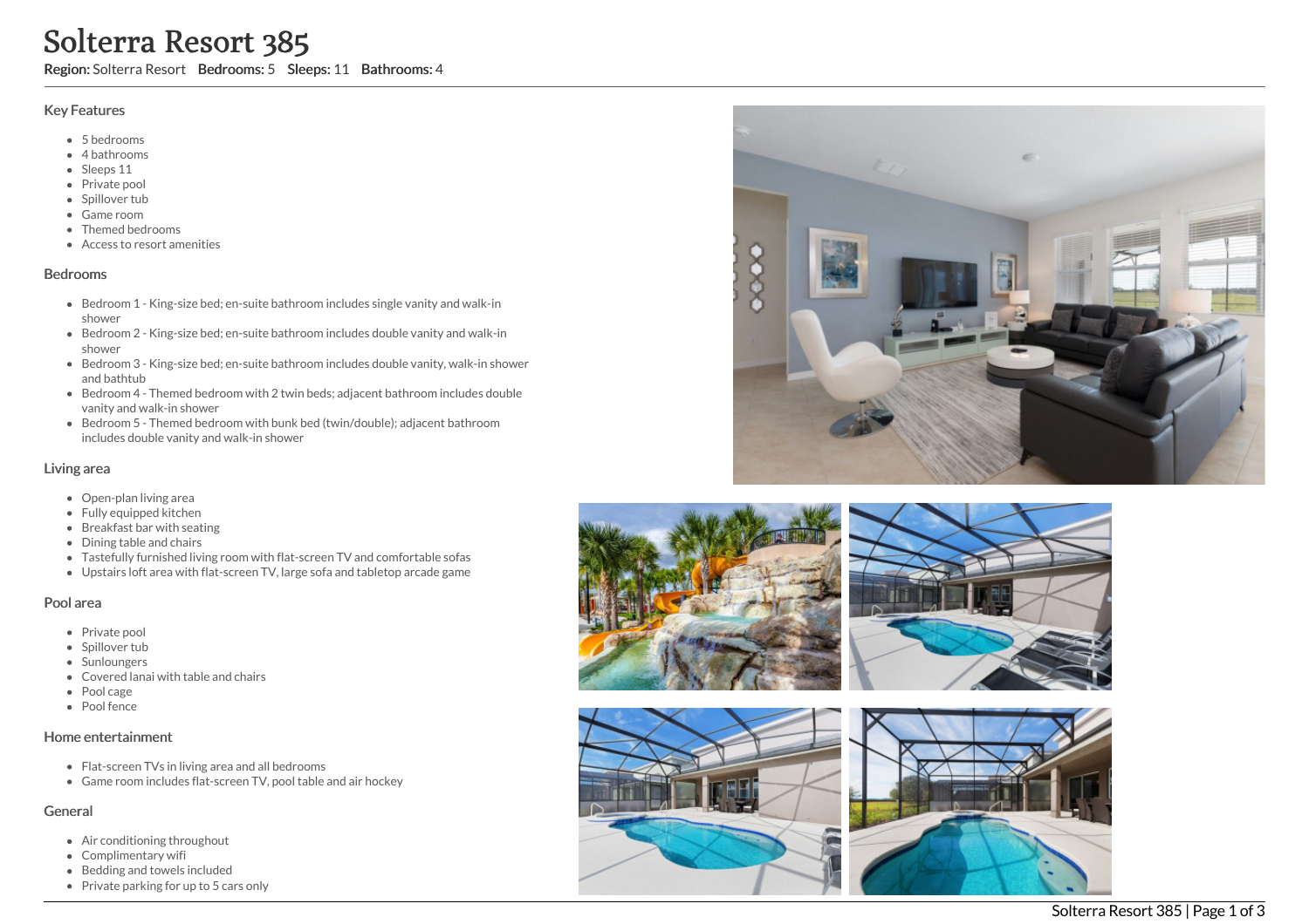# Solterra Resort 385

**Region:** Solterra Resort **Bedrooms:** 5 **Sleeps:** 11 **Bathrooms:** 4

## Key Features

- 5 bedrooms
- 4 bathrooms
- Sleeps 11
- Private pool
- Spillover tub
- Game room
- Themed bedrooms
- Access to resort amenities

## Bedrooms

- Bedroom 1 - King-size bed; en-suite bathroom includes single vanity and walk-in shower
- Bedroom 2 - King-size bed; en-suite bathroom includes double vanity and walk-in shower
- Bedroom 3 - King-size bed; en-suite bathroom includes double vanity, walk-in shower and bathtub
- Bedroom 4 - Themed bedroom with 2 twin beds; adjacent bathroom includes double vanity and walk-in shower
- Bedroom 5 - Themed bedroom with bunk bed (twin/double); adjacent bathroom includes double vanity and walk-in shower

## Living area

- Open-plan living area
- Fully equipped kitchen
- Breakfast bar with seating
- Dining table and chairs
- Tastefully furnished living room with flat-screen TV and comfortable sofas
- Upstairs loft area with flat-screen TV, large sofa and tabletop arcade game

## Pool area

- Private pool
- Spillover tub
- Sunloungers
- Covered lanai with table and chairs
- Pool cage
- Pool fence

## Home entertainment

- Flat-screen TVs in living area and all bedrooms
- Game room includes flat-screen TV, pool table and air hockey

## General

- Air conditioning throughout
- Complimentary wifi
- Bedding and towels included
- Private parking for up to 5 cars only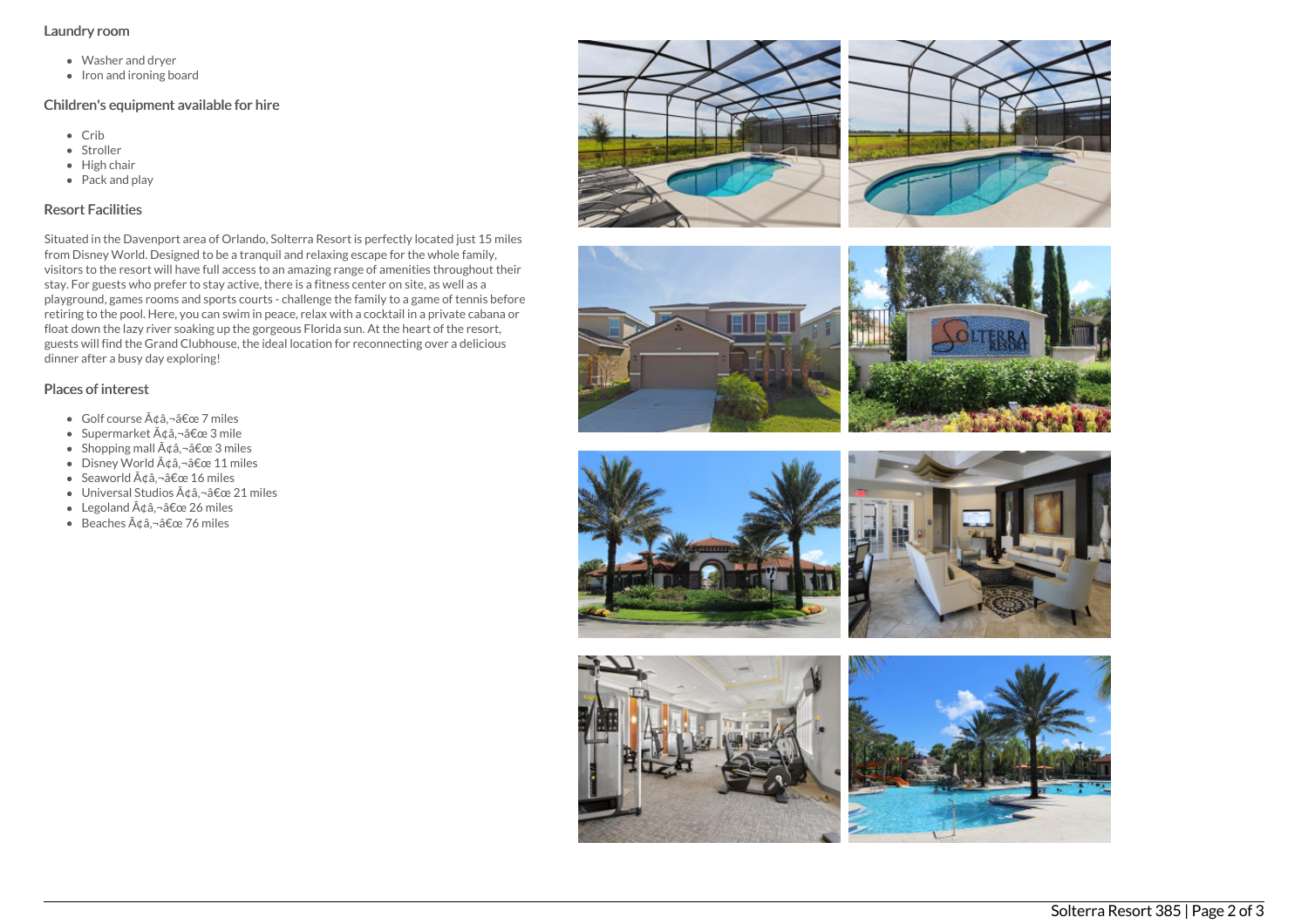## Laundry room

- Washer and dryer
- Iron and ironing board

## Children's equipment available for hire

- Crib
- Stroller
- High chair
- Pack and play

## Resort Facilities

Situated in the Davenport area of Orlando, Solterra Resort is perfectly located just 15 miles from Disney World. Designed to be a tranquil and relaxing escape for the whole family, visitors to the resort will have full access to an amazing range of amenities throughout their stay. For guests who prefer to stay active, there is a fitness center on site, as well as a playground, games rooms and sports courts - challenge the family to a game of tennis before retiring to the pool. Here, you can swim in peace, relax with a cocktail in a private cabana or float down the lazy river soaking up the gorgeous Florida sun. At the heart of the resort, guests will find the Grand Clubhouse, the ideal location for reconnecting over a delicious dinner after a busy day exploring!

## Places of interest

- Golf course Ã¢â‚¬â€œ 7 miles
- Supermarket Ã¢â‚¬â€œ 3 mile
- Shopping mall Ã¢â‚¬â€œ 3 miles
- Disney World Ã¢â‚¬â€œ 11 miles
- Seaworld Ã¢â‚¬â€œ 16 miles
- Universal Studios Ã¢â‚¬â€œ 21 miles
- Legoland Ã¢â‚¬â€œ 26 miles
- Beaches Ã¢â‚¬â€œ 76 miles